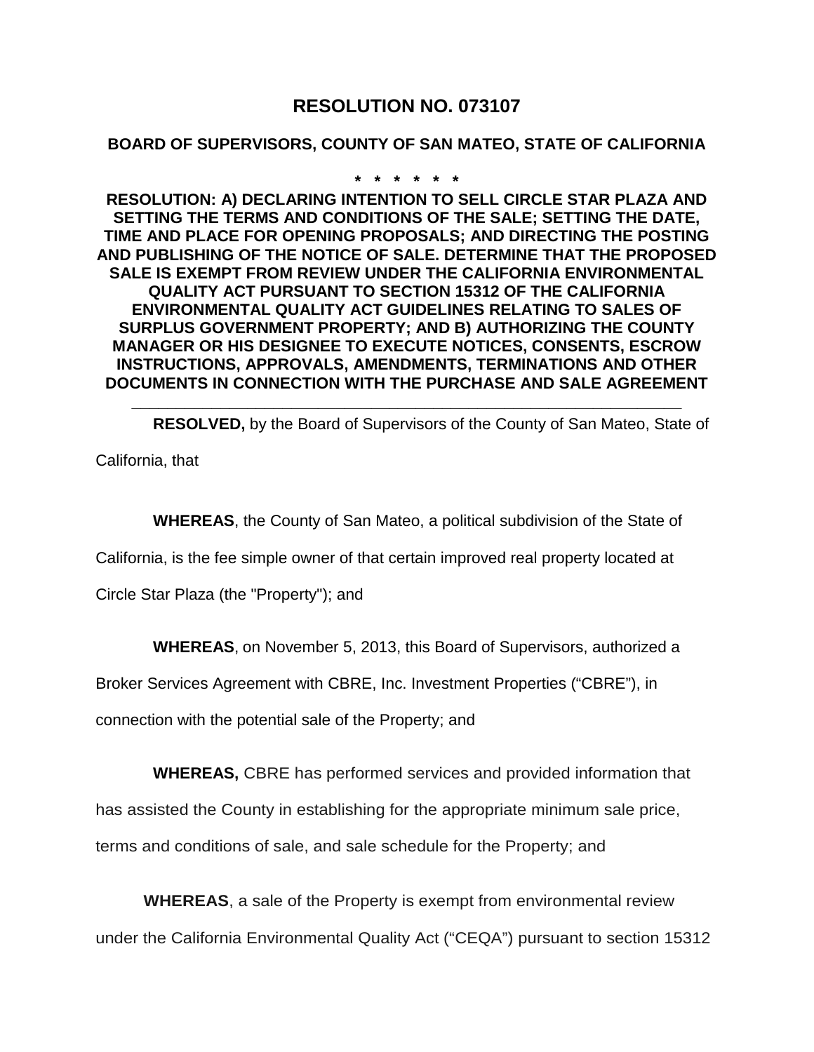# RESOLUTION NO. 073107

## BOARD OF SUPERVISORS, COUNTY OF SAN MATEO, STATE OF CALIFORNIA

\* \* \* \* \* \* \*

**RESOLUTION: A) DECLARING INTENTION TO SELL CIRCLE STAR PLAZA AND SETTING THE TERMS AND CONDITIONS OF THE SALE; SETTING THE DATE, TIME AND PLACE FOR OPENING PROPOSALS; AND DIRECTING THE POSTING AND PUBLISHING OF THE NOTICE OF SALE. DETERMINE THAT THE PROPOSED SALE IS EXEMPT FROM REVIEW UNDER THE CALIFORNIA ENVIRONMENTAL QUALITY ACT PURSUANT TO SECTION 15312 OF THE CALIFORNIA ENVIRONMENTAL QUALITY ACT GUIDELINES RELATING TO SALES OF SURPLUS GOVERNMENT PROPERTY; AND B) AUTHORIZING THE COUNTY MANAGER OR HIS DESIGNEE TO EXECUTE NOTICES, CONSENTS, ESCROW INSTRUCTIONS, APPROVALS, AMENDMENTS, TERMINATIONS AND OTHER DOCUMENTS IN CONNECTION WITH THE PURCHASE AND SALE AGREEMENT**

---

**RESOLVED,** by the Board of Supervisors of the County of San Mateo, State of California, that

**WHEREAS**, the County of San Mateo, a political subdivision of the State of California, is the fee simple owner of that certain improved real property located at Circle Star Plaza (the "Property"); and

**WHEREAS**, on November 5, 2013, this Board of Supervisors, authorized a Broker Services Agreement with CBRE, Inc. Investment Properties ("CBRE"), in connection with the potential sale of the Property; and

**WHEREAS,** CBRE has performed services and provided information that has assisted the County in establishing for the appropriate minimum sale price, terms and conditions of sale, and sale schedule for the Property; and

**WHEREAS**, a sale of the Property is exempt from environmental review under the California Environmental Quality Act ("CEQA") pursuant to section 15312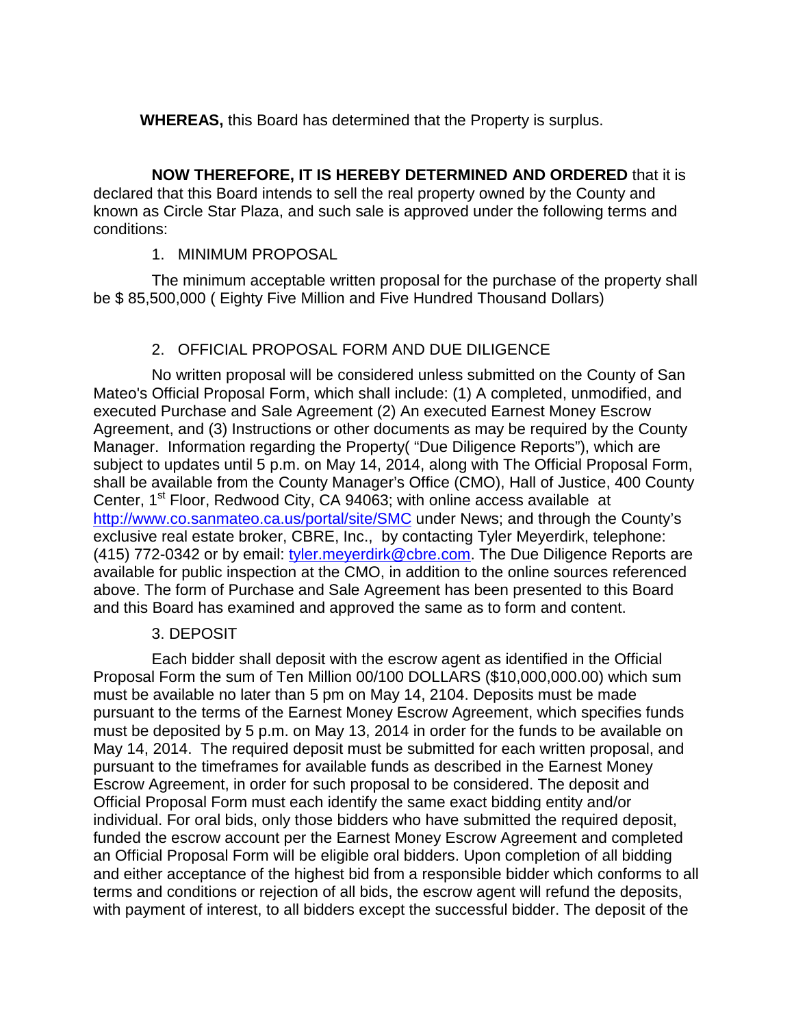**WHEREAS,** this Board has determined that the Property is surplus.

**NOW THEREFORE, IT IS HEREBY DETERMINED AND ORDERED** that it is declared that this Board intends to sell the real property owned by the County and known as Circle Star Plaza, and such sale is approved under the following terms and conditions:

1. MINIMUM PROPOSAL

The minimum acceptable written proposal for the purchase of the property shall be $ 85,500,000 ( Eighty Five Million and Five Hundred Thousand Dollars)

2. OFFICIAL PROPOSAL FORM AND DUE DILIGENCE

No written proposal will be considered unless submitted on the County of San Mateo's Official Proposal Form, which shall include: (1) A completed, unmodified, and executed Purchase and Sale Agreement (2) An executed Earnest Money Escrow Agreement, and (3) Instructions or other documents as may be required by the County Manager. Information regarding the Property( "Due Diligence Reports"), which are subject to updates until 5 p.m. on May 14, 2014, along with The Official Proposal Form, shall be available from the County Manager's Office (CMO), Hall of Justice, 400 County Center, 1st Floor, Redwood City, CA 94063; with online access available at http://www.co.sanmateo.ca.us/portal/site/SMC under News; and through the County's exclusive real estate broker, CBRE, Inc., by contacting Tyler Meyerdirk, telephone: (415) 772-0342 or by email: tyler.meyerdirk@cbre.com. The Due Diligence Reports are available for public inspection at the CMO, in addition to the online sources referenced above. The form of Purchase and Sale Agreement has been presented to this Board and this Board has examined and approved the same as to form and content.

3. DEPOSIT

Each bidder shall deposit with the escrow agent as identified in the Official Proposal Form the sum of Ten Million 00/100 DOLLARS ($10,000,000.00) which sum must be available no later than 5 pm on May 14, 2104. Deposits must be made pursuant to the terms of the Earnest Money Escrow Agreement, which specifies funds must be deposited by 5 p.m. on May 13, 2014 in order for the funds to be available on May 14, 2014. The required deposit must be submitted for each written proposal, and pursuant to the timeframes for available funds as described in the Earnest Money Escrow Agreement, in order for such proposal to be considered. The deposit and Official Proposal Form must each identify the same exact bidding entity and/or individual. For oral bids, only those bidders who have submitted the required deposit, funded the escrow account per the Earnest Money Escrow Agreement and completed an Official Proposal Form will be eligible oral bidders. Upon completion of all bidding and either acceptance of the highest bid from a responsible bidder which conforms to all terms and conditions or rejection of all bids, the escrow agent will refund the deposits, with payment of interest, to all bidders except the successful bidder. The deposit of the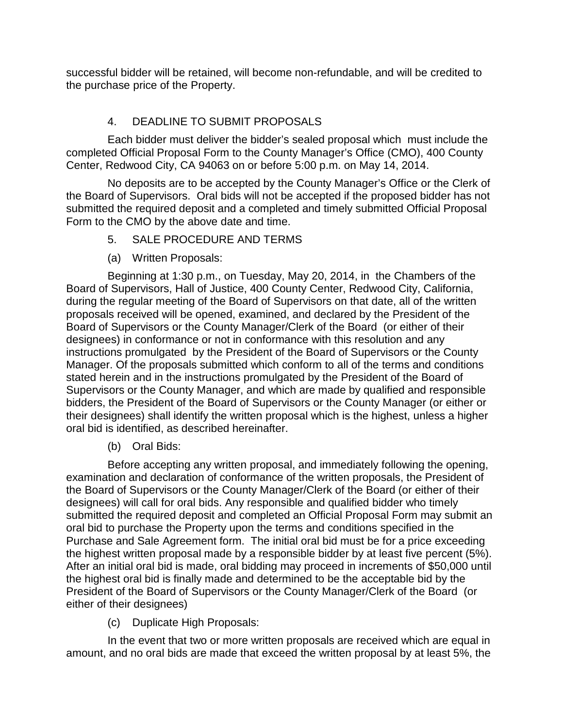successful bidder will be retained, will become non-refundable, and will be credited to the purchase price of the Property.

4. DEADLINE TO SUBMIT PROPOSALS

Each bidder must deliver the bidder's sealed proposal which must include the completed Official Proposal Form to the County Manager's Office (CMO), 400 County Center, Redwood City, CA 94063 on or before 5:00 p.m. on May 14, 2014.

No deposits are to be accepted by the County Manager's Office or the Clerk of the Board of Supervisors. Oral bids will not be accepted if the proposed bidder has not submitted the required deposit and a completed and timely submitted Official Proposal Form to the CMO by the above date and time.

5. SALE PROCEDURE AND TERMS

(a) Written Proposals:

Beginning at 1:30 p.m., on Tuesday, May 20, 2014, in the Chambers of the Board of Supervisors, Hall of Justice, 400 County Center, Redwood City, California, during the regular meeting of the Board of Supervisors on that date, all of the written proposals received will be opened, examined, and declared by the President of the Board of Supervisors or the County Manager/Clerk of the Board (or either of their designees) in conformance or not in conformance with this resolution and any instructions promulgated by the President of the Board of Supervisors or the County Manager. Of the proposals submitted which conform to all of the terms and conditions stated herein and in the instructions promulgated by the President of the Board of Supervisors or the County Manager, and which are made by qualified and responsible bidders, the President of the Board of Supervisors or the County Manager (or either or their designees) shall identify the written proposal which is the highest, unless a higher oral bid is identified, as described hereinafter.

(b) Oral Bids:

Before accepting any written proposal, and immediately following the opening, examination and declaration of conformance of the written proposals, the President of the Board of Supervisors or the County Manager/Clerk of the Board (or either of their designees) will call for oral bids. Any responsible and qualified bidder who timely submitted the required deposit and completed an Official Proposal Form may submit an oral bid to purchase the Property upon the terms and conditions specified in the Purchase and Sale Agreement form. The initial oral bid must be for a price exceeding the highest written proposal made by a responsible bidder by at least five percent (5%). After an initial oral bid is made, oral bidding may proceed in increments of $50,000 until the highest oral bid is finally made and determined to be the acceptable bid by the President of the Board of Supervisors or the County Manager/Clerk of the Board (or either of their designees)

(c) Duplicate High Proposals:

In the event that two or more written proposals are received which are equal in amount, and no oral bids are made that exceed the written proposal by at least 5%, the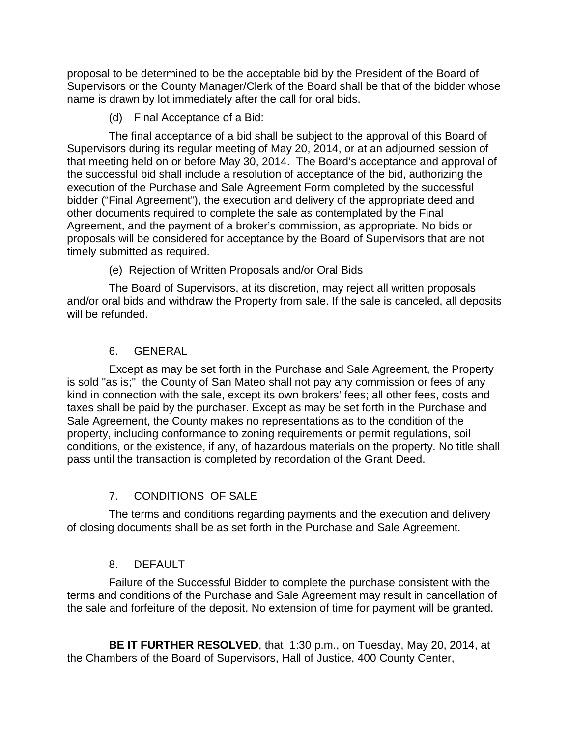proposal to be determined to be the acceptable bid by the President of the Board of Supervisors or the County Manager/Clerk of the Board shall be that of the bidder whose name is drawn by lot immediately after the call for oral bids.

(d) Final Acceptance of a Bid:

The final acceptance of a bid shall be subject to the approval of this Board of Supervisors during its regular meeting of May 20, 2014, or at an adjourned session of that meeting held on or before May 30, 2014. The Board's acceptance and approval of the successful bid shall include a resolution of acceptance of the bid, authorizing the execution of the Purchase and Sale Agreement Form completed by the successful bidder ("Final Agreement"), the execution and delivery of the appropriate deed and other documents required to complete the sale as contemplated by the Final Agreement, and the payment of a broker's commission, as appropriate. No bids or proposals will be considered for acceptance by the Board of Supervisors that are not timely submitted as required.

(e) Rejection of Written Proposals and/or Oral Bids

The Board of Supervisors, at its discretion, may reject all written proposals and/or oral bids and withdraw the Property from sale. If the sale is canceled, all deposits will be refunded.

6. GENERAL

Except as may be set forth in the Purchase and Sale Agreement, the Property is sold "as is;" the County of San Mateo shall not pay any commission or fees of any kind in connection with the sale, except its own brokers' fees; all other fees, costs and taxes shall be paid by the purchaser. Except as may be set forth in the Purchase and Sale Agreement, the County makes no representations as to the condition of the property, including conformance to zoning requirements or permit regulations, soil conditions, or the existence, if any, of hazardous materials on the property. No title shall pass until the transaction is completed by recordation of the Grant Deed.

7. CONDITIONS OF SALE

The terms and conditions regarding payments and the execution and delivery of closing documents shall be as set forth in the Purchase and Sale Agreement.

8. DEFAULT

Failure of the Successful Bidder to complete the purchase consistent with the terms and conditions of the Purchase and Sale Agreement may result in cancellation of the sale and forfeiture of the deposit. No extension of time for payment will be granted.

**BE IT FURTHER RESOLVED**, that 1:30 p.m., on Tuesday, May 20, 2014, at the Chambers of the Board of Supervisors, Hall of Justice, 400 County Center,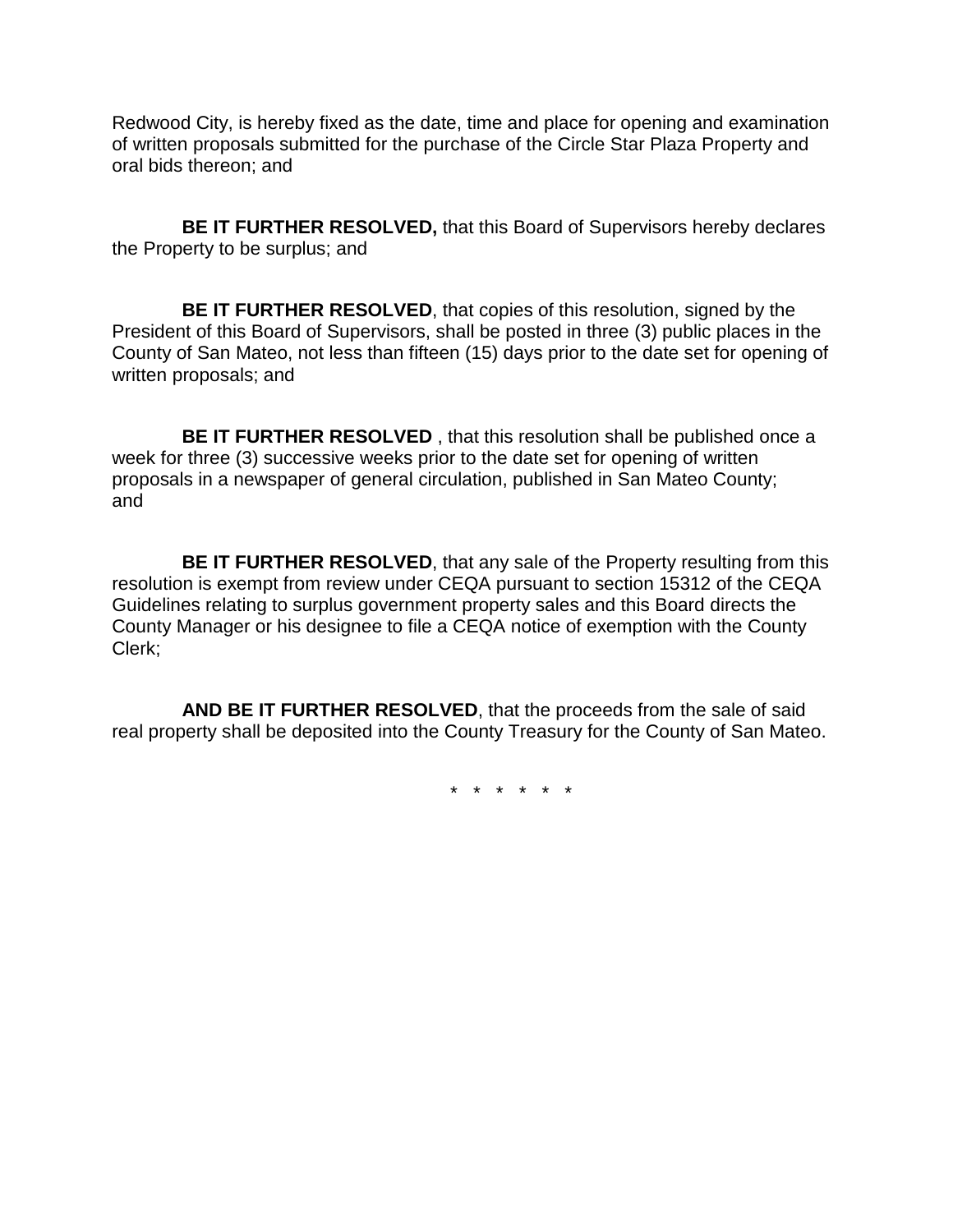Redwood City, is hereby fixed as the date, time and place for opening and examination of written proposals submitted for the purchase of the Circle Star Plaza Property and oral bids thereon; and

**BE IT FURTHER RESOLVED,** that this Board of Supervisors hereby declares the Property to be surplus; and

**BE IT FURTHER RESOLVED**, that copies of this resolution, signed by the President of this Board of Supervisors, shall be posted in three (3) public places in the County of San Mateo, not less than fifteen (15) days prior to the date set for opening of written proposals; and

**BE IT FURTHER RESOLVED** , that this resolution shall be published once a week for three (3) successive weeks prior to the date set for opening of written proposals in a newspaper of general circulation, published in San Mateo County; and

**BE IT FURTHER RESOLVED**, that any sale of the Property resulting from this resolution is exempt from review under CEQA pursuant to section 15312 of the CEQA Guidelines relating to surplus government property sales and this Board directs the County Manager or his designee to file a CEQA notice of exemption with the County Clerk;

**AND BE IT FURTHER RESOLVED**, that the proceeds from the sale of said real property shall be deposited into the County Treasury for the County of San Mateo.

\* \* \* \* \* \*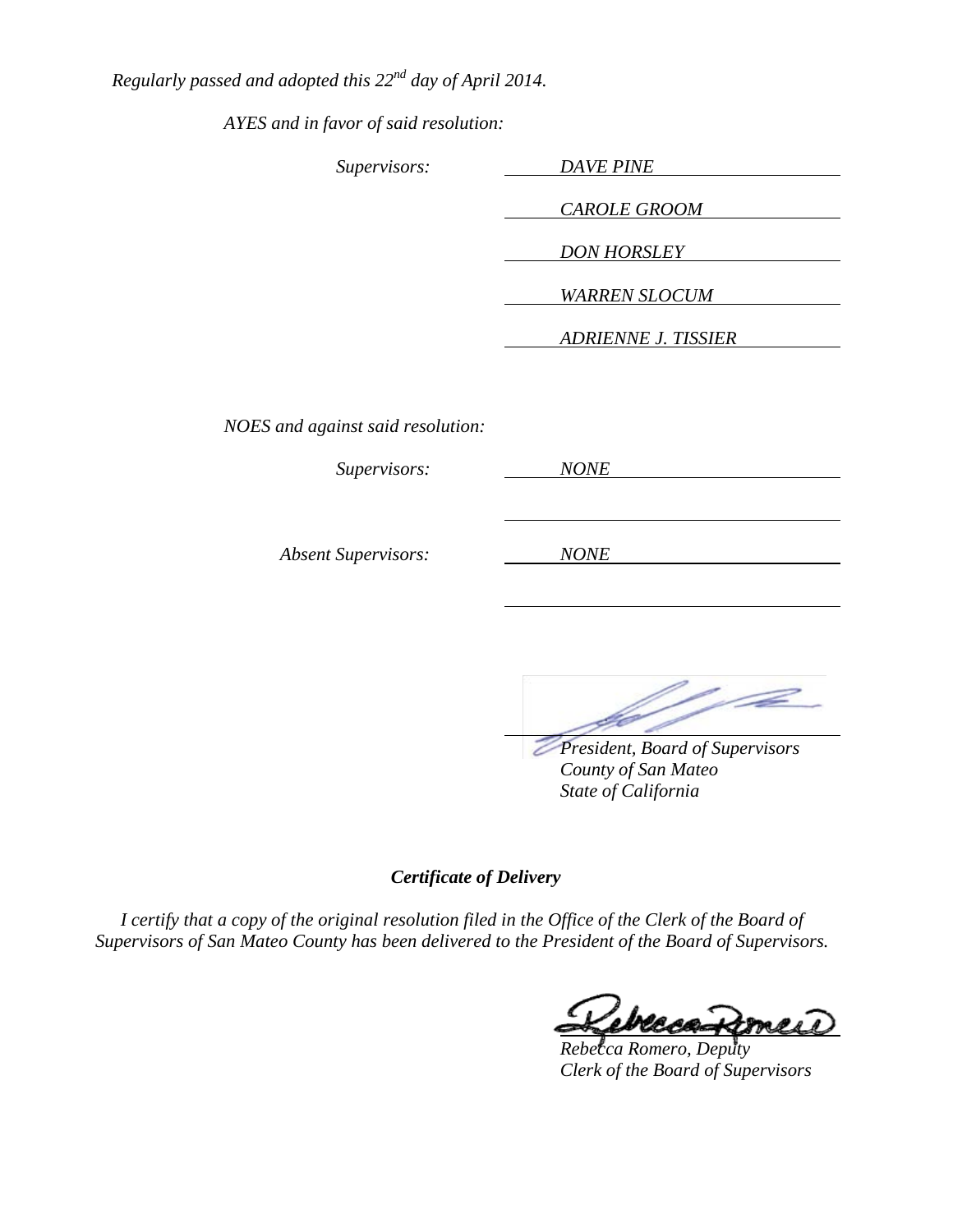*Regularly passed and adopted this 22nd day of April 2014.*

*AYES and in favor of said resolution:*

*Supervisors:* *DAVE PINE*

*CAROLE GROOM*

*DON HORSLEY*

*WARREN SLOCUM*

*ADRIENNE J. TISSIER*

*NOES and against said resolution:*

*Supervisors:* *NONE*

*Absent Supervisors:* *NONE*

*President, Board of Supervisors*
*County of San Mateo*
*State of California*

***Certificate of Delivery***

*I certify that a copy of the original resolution filed in the Office of the Clerk of the Board of Supervisors of San Mateo County has been delivered to the President of the Board of Supervisors.*

*Rebecca Romero, Deputy*
*Clerk of the Board of Supervisors*